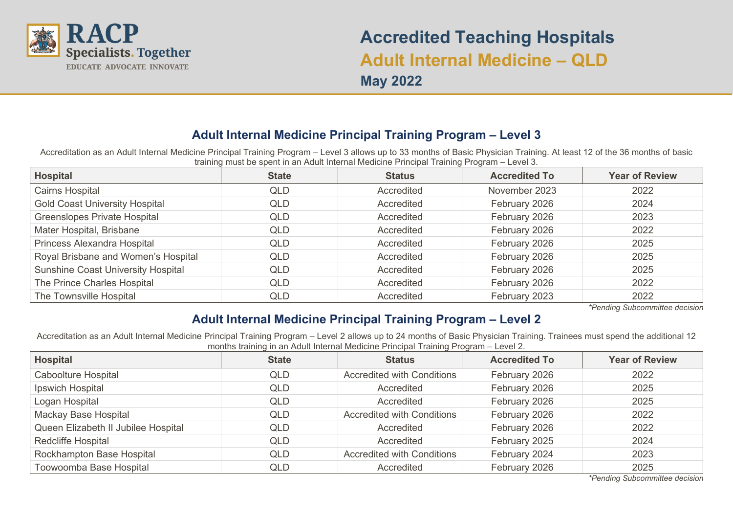RACP Specialists. Together

EDUCATE ADVOCATE INNOVATE

# Accredited Teaching Hospitals

# Adult Internal Medicine – QLD

### May 2022

## Adult Internal Medicine Principal Training Program – Level 3

Accreditation as an Adult Internal Medicine Principal Training Program – Level 3 allows up to 33 months of Basic Physician Training. At least 12 of the 36 months of basic training must be spent in an Adult Internal Medicine Principal Training Program – Level 3.

| Hospital | State | Status | Accredited To | Year of Review |
|---|---|---|---|---|
| Cairns Hospital | QLD | Accredited | November 2023 | 2022 |
| Gold Coast University Hospital | QLD | Accredited | February 2026 | 2024 |
| Greenslopes Private Hospital | QLD | Accredited | February 2026 | 2023 |
| Mater Hospital, Brisbane | QLD | Accredited | February 2026 | 2022 |
| Princess Alexandra Hospital | QLD | Accredited | February 2026 | 2025 |
| Royal Brisbane and Women's Hospital | QLD | Accredited | February 2026 | 2025 |
| Sunshine Coast University Hospital | QLD | Accredited | February 2026 | 2025 |
| The Prince Charles Hospital | QLD | Accredited | February 2026 | 2022 |
| The Townsville Hospital | QLD | Accredited | February 2023 | 2022 |

*\*Pending Subcommittee decision*

## Adult Internal Medicine Principal Training Program – Level 2

Accreditation as an Adult Internal Medicine Principal Training Program – Level 2 allows up to 24 months of Basic Physician Training. Trainees must spend the additional 12 months training in an Adult Internal Medicine Principal Training Program – Level 2.

| Hospital | State | Status | Accredited To | Year of Review |
|---|---|---|---|---|
| Caboolture Hospital | QLD | Accredited with Conditions | February 2026 | 2022 |
| Ipswich Hospital | QLD | Accredited | February 2026 | 2025 |
| Logan Hospital | QLD | Accredited | February 2026 | 2025 |
| Mackay Base Hospital | QLD | Accredited with Conditions | February 2026 | 2022 |
| Queen Elizabeth II Jubilee Hospital | QLD | Accredited | February 2026 | 2022 |
| Redcliffe Hospital | QLD | Accredited | February 2025 | 2024 |
| Rockhampton Base Hospital | QLD | Accredited with Conditions | February 2024 | 2023 |
| Toowoomba Base Hospital | QLD | Accredited | February 2026 | 2025 |

*\*Pending Subcommittee decision*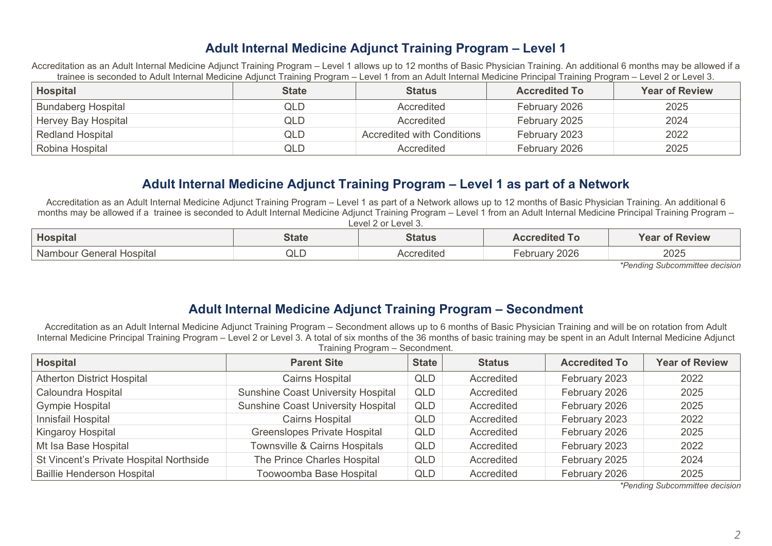## Adult Internal Medicine Adjunct Training Program – Level 1

Accreditation as an Adult Internal Medicine Adjunct Training Program – Level 1 allows up to 12 months of Basic Physician Training. An additional 6 months may be allowed if a trainee is seconded to Adult Internal Medicine Adjunct Training Program – Level 1 from an Adult Internal Medicine Principal Training Program – Level 2 or Level 3.

| Hospital | State | Status | Accredited To | Year of Review |
|---|---|---|---|---|
| Bundaberg Hospital | QLD | Accredited | February 2026 | 2025 |
| Hervey Bay Hospital | QLD | Accredited | February 2025 | 2024 |
| Redland Hospital | QLD | Accredited with Conditions | February 2023 | 2022 |
| Robina Hospital | QLD | Accredited | February 2026 | 2025 |

## Adult Internal Medicine Adjunct Training Program – Level 1 as part of a Network

Accreditation as an Adult Internal Medicine Adjunct Training Program – Level 1 as part of a Network allows up to 12 months of Basic Physician Training. An additional 6 months may be allowed if a trainee is seconded to Adult Internal Medicine Adjunct Training Program – Level 1 from an Adult Internal Medicine Principal Training Program – Level 2 or Level 3.

| Hospital | State | Status | Accredited To | Year of Review |
|---|---|---|---|---|
| Nambour General Hospital | QLD | Accredited | February 2026 | 2025 |

*\*Pending Subcommittee decision*

## Adult Internal Medicine Adjunct Training Program – Secondment

Accreditation as an Adult Internal Medicine Adjunct Training Program – Secondment allows up to 6 months of Basic Physician Training and will be on rotation from Adult Internal Medicine Principal Training Program – Level 2 or Level 3. A total of six months of the 36 months of basic training may be spent in an Adult Internal Medicine Adjunct Training Program – Secondment.

| Hospital | Parent Site | State | Status | Accredited To | Year of Review |
|---|---|---|---|---|---|
| Atherton District Hospital | Cairns Hospital | QLD | Accredited | February 2023 | 2022 |
| Caloundra Hospital | Sunshine Coast University Hospital | QLD | Accredited | February 2026 | 2025 |
| Gympie Hospital | Sunshine Coast University Hospital | QLD | Accredited | February 2026 | 2025 |
| Innisfail Hospital | Cairns Hospital | QLD | Accredited | February 2023 | 2022 |
| Kingaroy Hospital | Greenslopes Private Hospital | QLD | Accredited | February 2026 | 2025 |
| Mt Isa Base Hospital | Townsville & Cairns Hospitals | QLD | Accredited | February 2023 | 2022 |
| St Vincent's Private Hospital Northside | The Prince Charles Hospital | QLD | Accredited | February 2025 | 2024 |
| Baillie Henderson Hospital | Toowoomba Base Hospital | QLD | Accredited | February 2026 | 2025 |

*\*Pending Subcommittee decision*